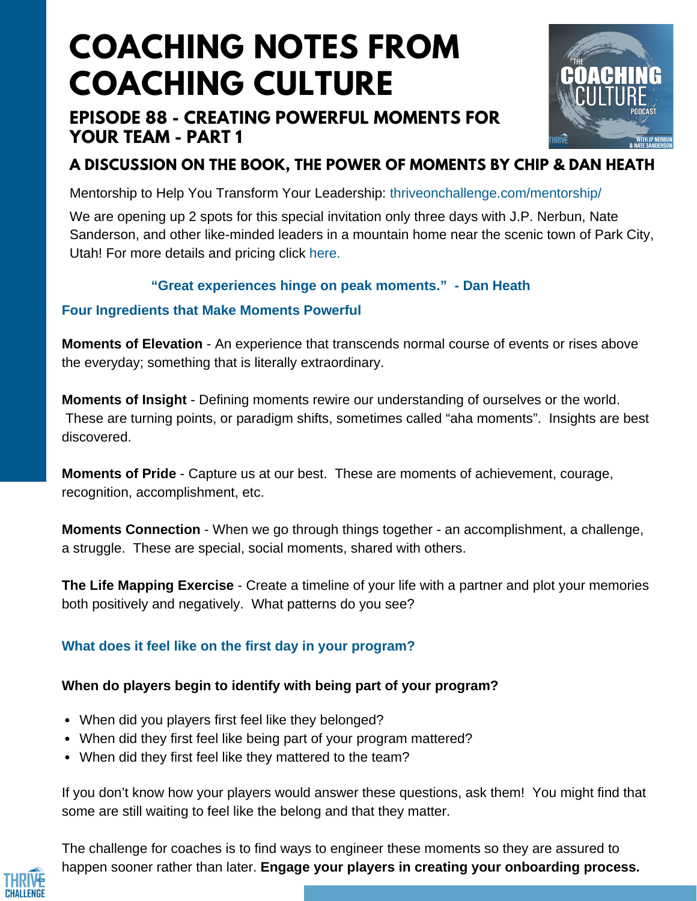# COACHING NOTES FROM COACHING CULTURE

## EPISODE 88 - CREATING POWERFUL MOMENTS FOR YOUR TEAM - PART 1

## A DISCUSSION ON THE BOOK, THE POWER OF MOMENTS BY CHIP & DAN HEATH

Mentorship to Help You Transform Your Leadership: thriveonchallenge.com/mentorship/

We are opening up 2 spots for this special invitation only three days with J.P. Nerbun, Nate Sanderson, and other like-minded leaders in a mountain home near the scenic town of Park City, Utah! For more details and pricing click here.

**"Great experiences hinge on peak moments." - Dan Heath**

### Four Ingredients that Make Moments Powerful

**Moments of Elevation** - An experience that transcends normal course of events or rises above the everyday; something that is literally extraordinary.

**Moments of Insight** - Defining moments rewire our understanding of ourselves or the world. These are turning points, or paradigm shifts, sometimes called "aha moments". Insights are best discovered.

**Moments of Pride** - Capture us at our best. These are moments of achievement, courage, recognition, accomplishment, etc.

**Moments Connection** - When we go through things together - an accomplishment, a challenge, a struggle. These are special, social moments, shared with others.

**The Life Mapping Exercise** - Create a timeline of your life with a partner and plot your memories both positively and negatively. What patterns do you see?

### What does it feel like on the first day in your program?

**When do players begin to identify with being part of your program?**

- When did you players first feel like they belonged?
- When did they first feel like being part of your program mattered?
- When did they first feel like they mattered to the team?

If you don't know how your players would answer these questions, ask them! You might find that some are still waiting to feel like the belong and that they matter.

The challenge for coaches is to find ways to engineer these moments so they are assured to happen sooner rather than later. **Engage your players in creating your onboarding process.**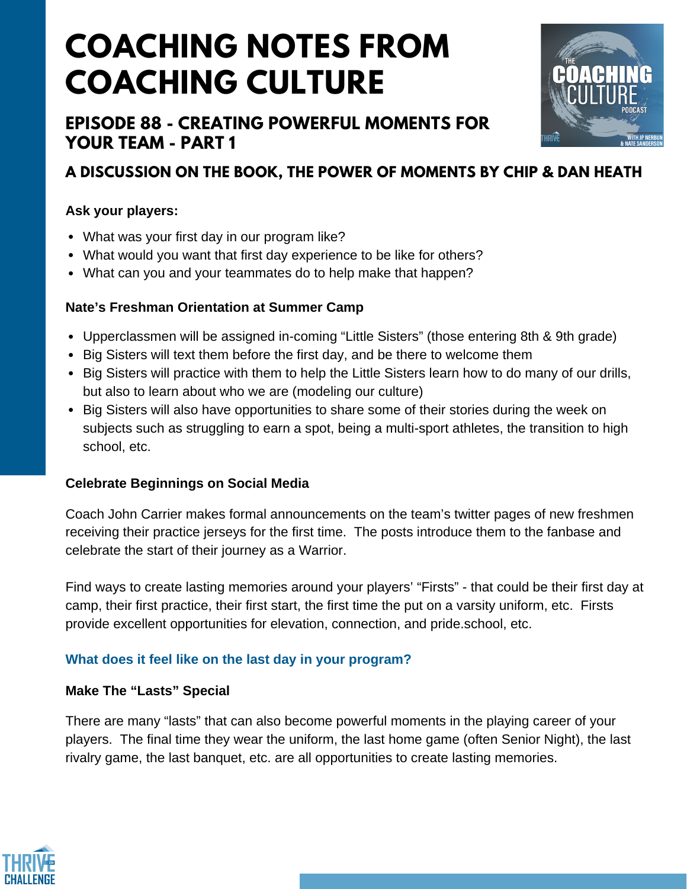# COACHING NOTES FROM COACHING CULTURE

## EPISODE 88 - CREATING POWERFUL MOMENTS FOR YOUR TEAM - PART 1

### A DISCUSSION ON THE BOOK, THE POWER OF MOMENTS BY CHIP & DAN HEATH

**Ask your players:**

- What was your first day in our program like?
- What would you want that first day experience to be like for others?
- What can you and your teammates do to help make that happen?

**Nate's Freshman Orientation at Summer Camp**

- Upperclassmen will be assigned in-coming "Little Sisters" (those entering 8th & 9th grade)
- Big Sisters will text them before the first day, and be there to welcome them
- Big Sisters will practice with them to help the Little Sisters learn how to do many of our drills, but also to learn about who we are (modeling our culture)
- Big Sisters will also have opportunities to share some of their stories during the week on subjects such as struggling to earn a spot, being a multi-sport athletes, the transition to high school, etc.

**Celebrate Beginnings on Social Media**

Coach John Carrier makes formal announcements on the team's twitter pages of new freshmen receiving their practice jerseys for the first time. The posts introduce them to the fanbase and celebrate the start of their journey as a Warrior.

Find ways to create lasting memories around your players' "Firsts" - that could be their first day at camp, their first practice, their first start, the first time the put on a varsity uniform, etc. Firsts provide excellent opportunities for elevation, connection, and pride.school, etc.

**What does it feel like on the last day in your program?**

**Make The "Lasts" Special**

There are many "lasts" that can also become powerful moments in the playing career of your players. The final time they wear the uniform, the last home game (often Senior Night), the last rivalry game, the last banquet, etc. are all opportunities to create lasting memories.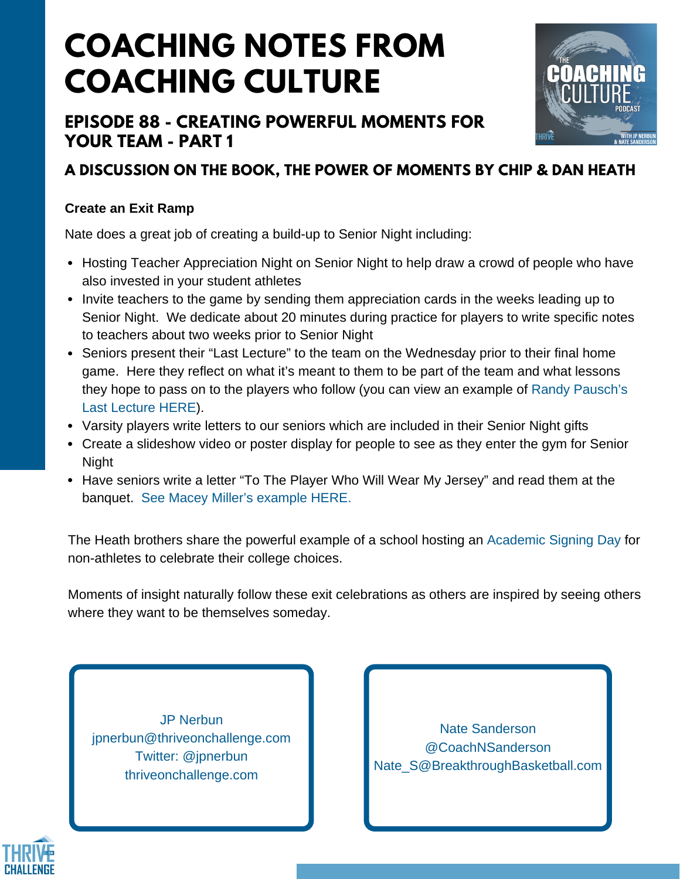# COACHING NOTES FROM COACHING CULTURE

## EPISODE 88 - CREATING POWERFUL MOMENTS FOR YOUR TEAM - PART 1

### A DISCUSSION ON THE BOOK, THE POWER OF MOMENTS BY CHIP & DAN HEATH

**Create an Exit Ramp**

Nate does a great job of creating a build-up to Senior Night including:

- Hosting Teacher Appreciation Night on Senior Night to help draw a crowd of people who have also invested in your student athletes
- Invite teachers to the game by sending them appreciation cards in the weeks leading up to Senior Night. We dedicate about 20 minutes during practice for players to write specific notes to teachers about two weeks prior to Senior Night
- Seniors present their "Last Lecture" to the team on the Wednesday prior to their final home game. Here they reflect on what it's meant to them to be part of the team and what lessons they hope to pass on to the players who follow (you can view an example of Randy Pausch's Last Lecture HERE).
- Varsity players write letters to our seniors which are included in their Senior Night gifts
- Create a slideshow video or poster display for people to see as they enter the gym for Senior Night
- Have seniors write a letter "To The Player Who Will Wear My Jersey" and read them at the banquet. See Macey Miller's example HERE.

The Heath brothers share the powerful example of a school hosting an Academic Signing Day for non-athletes to celebrate their college choices.

Moments of insight naturally follow these exit celebrations as others are inspired by seeing others where they want to be themselves someday.

JP Nerbun
jpnerbun@thriveonchallenge.com
Twitter: @jpnerbun
thriveonchallenge.com

Nate Sanderson
@CoachNSanderson
Nate_S@BreakthroughBasketball.com